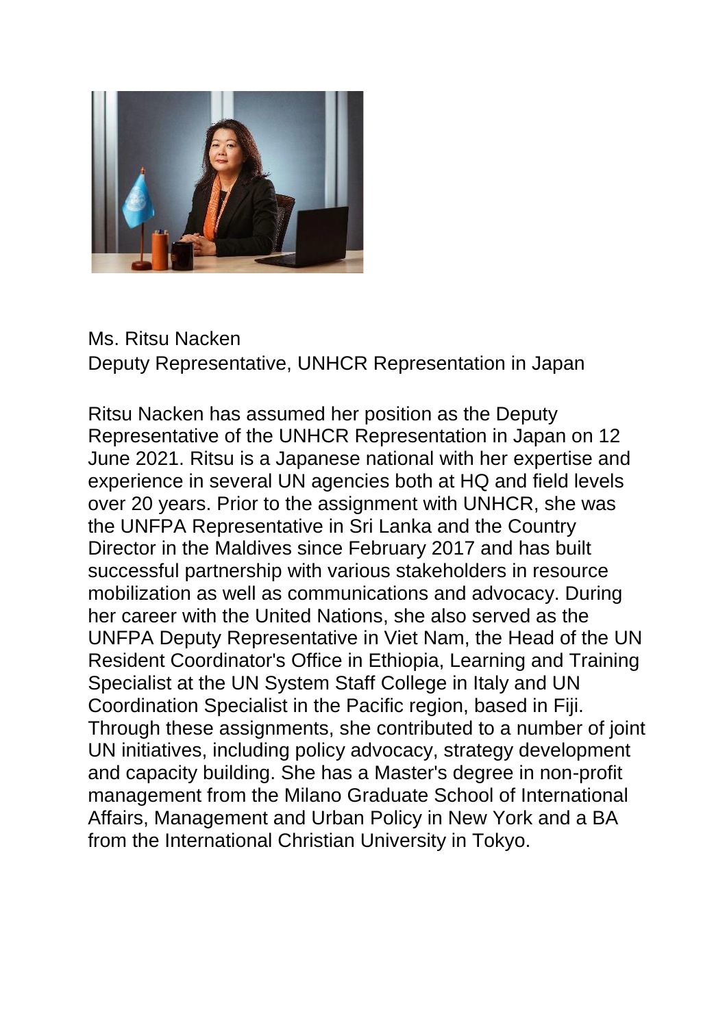Ms. Ritsu Nacken
Deputy Representative, UNHCR Representation in Japan

Ritsu Nacken has assumed her position as the Deputy Representative of the UNHCR Representation in Japan on 12 June 2021. Ritsu is a Japanese national with her expertise and experience in several UN agencies both at HQ and field levels over 20 years. Prior to the assignment with UNHCR, she was the UNFPA Representative in Sri Lanka and the Country Director in the Maldives since February 2017 and has built successful partnership with various stakeholders in resource mobilization as well as communications and advocacy. During her career with the United Nations, she also served as the UNFPA Deputy Representative in Viet Nam, the Head of the UN Resident Coordinator's Office in Ethiopia, Learning and Training Specialist at the UN System Staff College in Italy and UN Coordination Specialist in the Pacific region, based in Fiji. Through these assignments, she contributed to a number of joint UN initiatives, including policy advocacy, strategy development and capacity building. She has a Master's degree in non-profit management from the Milano Graduate School of International Affairs, Management and Urban Policy in New York and a BA from the International Christian University in Tokyo.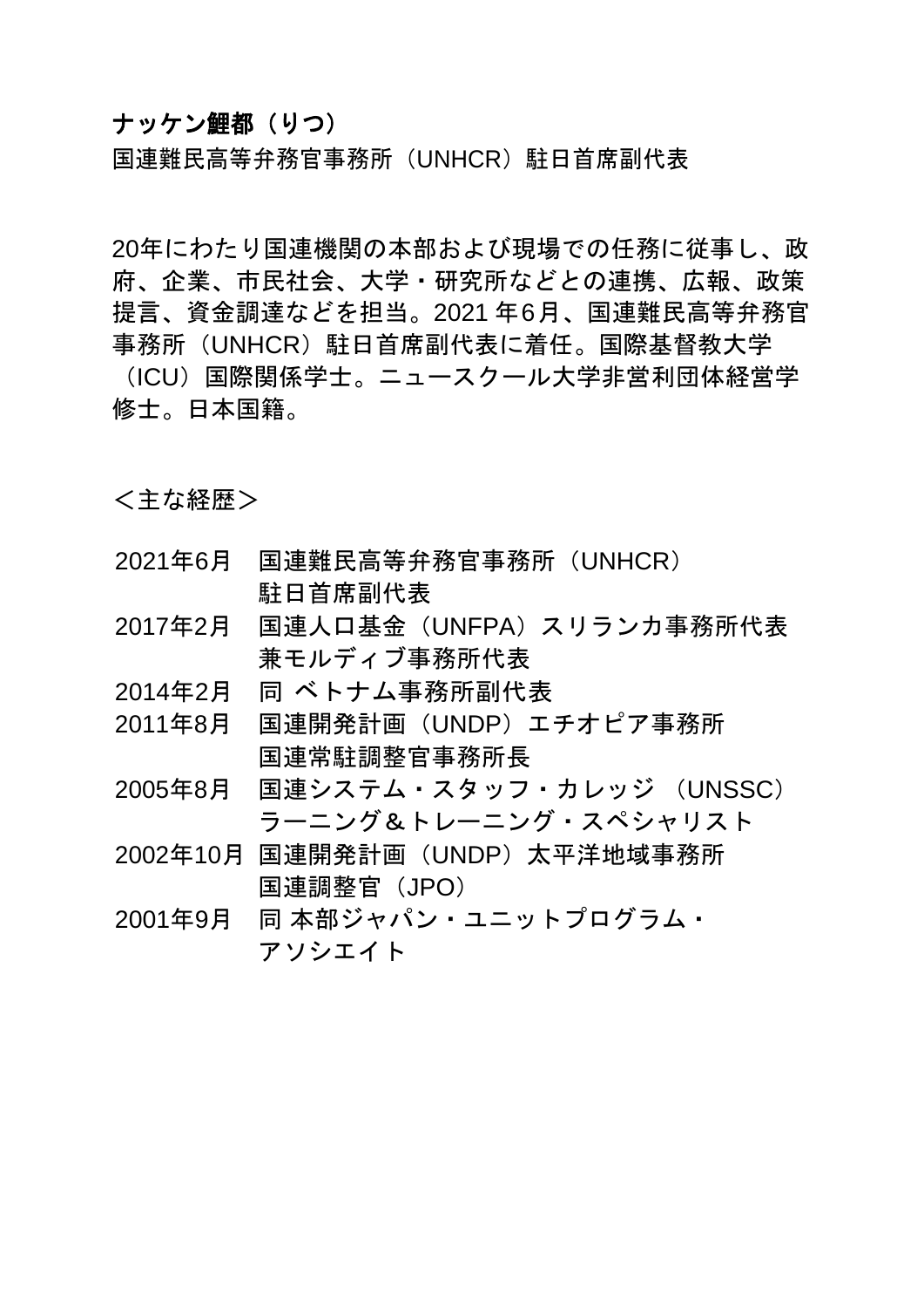**ナッケン鯉都（りつ）**

国連難民高等弁務官事務所（UNHCR）駐日首席副代表

20年にわたり国連機関の本部および現場での任務に従事し、政府、企業、市民社会、大学・研究所などとの連携、広報、政策提言、資金調達などを担当。2021 年6月、国連難民高等弁務官事務所（UNHCR）駐日首席副代表に着任。国際基督教大学（ICU）国際関係学士。ニュースクール大学非営利団体経営学修士。日本国籍。

＜主な経歴＞

| | |
|---|---|
| 2021年6月 | 国連難民高等弁務官事務所（UNHCR）<br>駐日首席副代表 |
| 2017年2月 | 国連人口基金（UNFPA）スリランカ事務所代表<br>兼モルディブ事務所代表 |
| 2014年2月 | 同 ベトナム事務所副代表 |
| 2011年8月 | 国連開発計画（UNDP）エチオピア事務所<br>国連常駐調整官事務所長 |
| 2005年8月 | 国連システム・スタッフ・カレッジ （UNSSC）<br>ラーニング＆トレーニング・スペシャリスト |
| 2002年10月 | 国連開発計画（UNDP）太平洋地域事務所<br>国連調整官（JPO） |
| 2001年9月 | 同 本部ジャパン・ユニットプログラム・<br>アソシエイト |